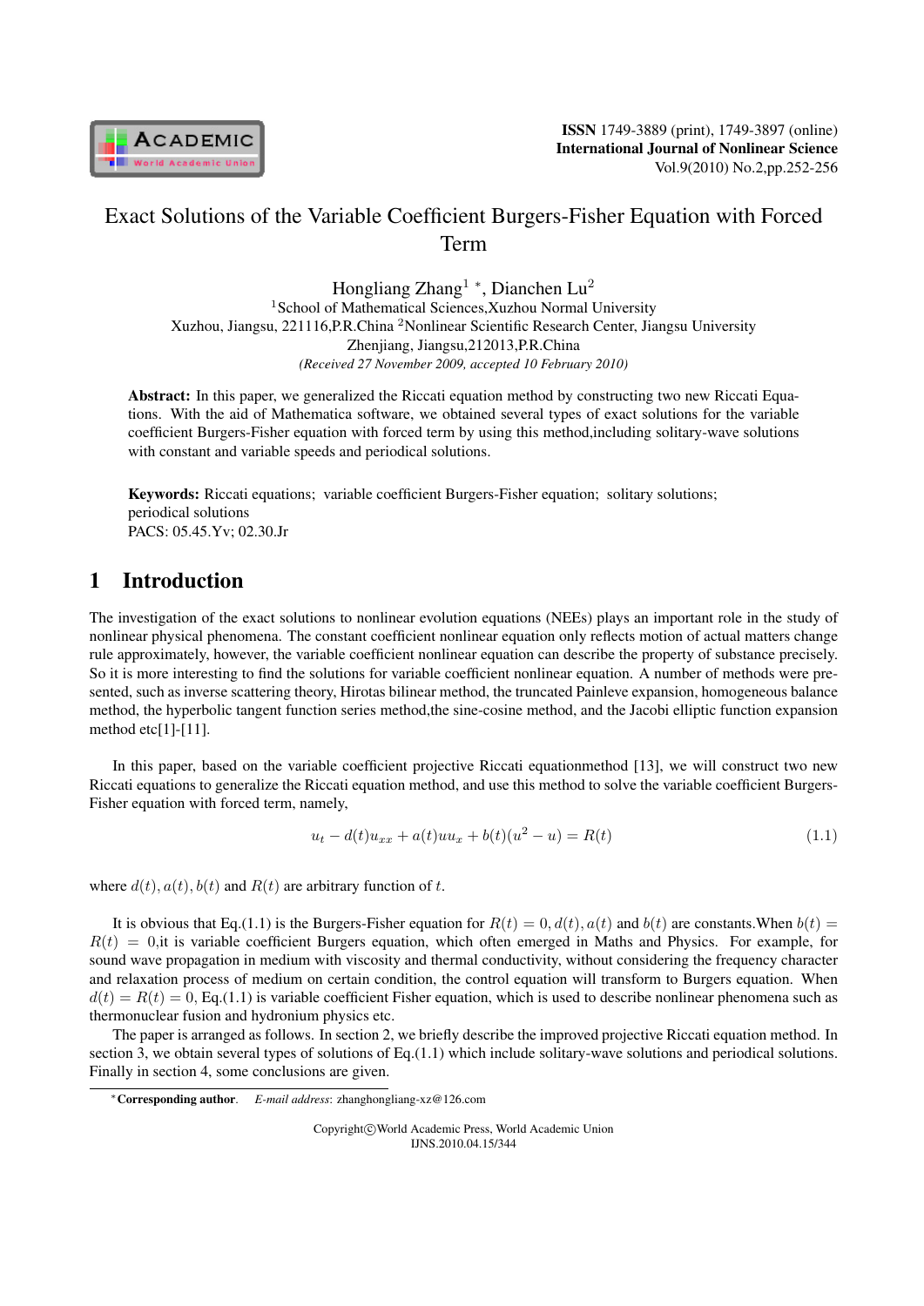# Exact Solutions of the Variable Coefficient Burgers-Fisher Equation with Forced Term

Hongliang Zhang[1] *, Dianchen Lu[2]

[1]School of Mathematical Sciences,Xuzhou Normal University
Xuzhou, Jiangsu, 221116,P.R.China [2]Nonlinear Scientific Research Center, Jiangsu University
Zhenjiang, Jiangsu,212013,P.R.China

*(Received 27 November 2009, accepted 10 February 2010)*

**Abstract:** In this paper, we generalized the Riccati equation method by constructing two new Riccati Equations. With the aid of Mathematica software, we obtained several types of exact solutions for the variable coefficient Burgers-Fisher equation with forced term by using this method,including solitary-wave solutions with constant and variable speeds and periodical solutions.

**Keywords:** Riccati equations; variable coefficient Burgers-Fisher equation; solitary solutions; periodical solutions
PACS: 05.45.Yv; 02.30.Jr

## 1 Introduction

The investigation of the exact solutions to nonlinear evolution equations (NEEs) plays an important role in the study of nonlinear physical phenomena. The constant coefficient nonlinear equation only reflects motion of actual matters change rule approximately, however, the variable coefficient nonlinear equation can describe the property of substance precisely. So it is more interesting to find the solutions for variable coefficient nonlinear equation. A number of methods were presented, such as inverse scattering theory, Hirotas bilinear method, the truncated Painleve expansion, homogeneous balance method, the hyperbolic tangent function series method,the sine-cosine method, and the Jacobi elliptic function expansion method etc[1]-[11].

In this paper, based on the variable coefficient projective Riccati equationmethod [13], we will construct two new Riccati equations to generalize the Riccati equation method, and use this method to solve the variable coefficient Burgers-Fisher equation with forced term, namely,

$$u_t - d(t)u_{xx} + a(t)uu_x + b(t)(u^2 - u) = R(t) \tag{1.1}$$

where $d(t), a(t), b(t)$ and $R(t)$ are arbitrary function of $t$.

It is obvious that Eq.(1.1) is the Burgers-Fisher equation for $R(t) = 0, d(t), a(t)$ and $b(t)$ are constants.When $b(t) = R(t) = 0$,it is variable coefficient Burgers equation, which often emerged in Maths and Physics. For example, for sound wave propagation in medium with viscosity and thermal conductivity, without considering the frequency character and relaxation process of medium on certain condition, the control equation will transform to Burgers equation. When $d(t) = R(t) = 0$, Eq.(1.1) is variable coefficient Fisher equation, which is used to describe nonlinear phenomena such as thermonuclear fusion and hydronium physics etc.

The paper is arranged as follows. In section 2, we briefly describe the improved projective Riccati equation method. In section 3, we obtain several types of solutions of Eq.(1.1) which include solitary-wave solutions and periodical solutions. Finally in section 4, some conclusions are given.

*Corresponding author. *E-mail address*: zhanghongliang-xz@126.com

Copyright©World Academic Press, World Academic Union
IJNS.2010.04.15/344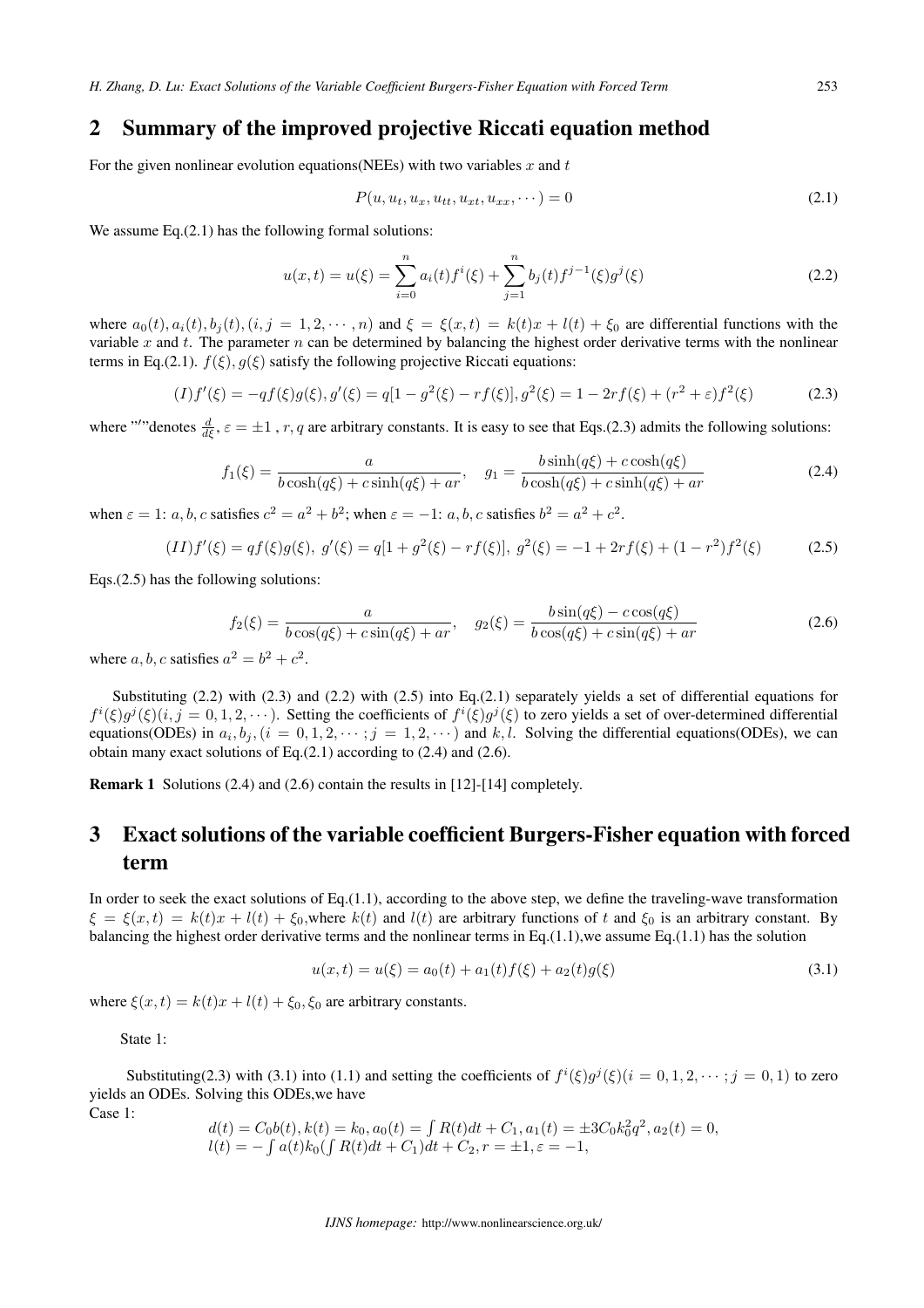## 2 Summary of the improved projective Riccati equation method

For the given nonlinear evolution equations(NEEs) with two variables $x$ and $t$

$$P(u, u_t, u_x, u_{tt}, u_{xt}, u_{xx}, \cdots) = 0 \tag{2.1}$$

We assume Eq.(2.1) has the following formal solutions:

$$u(x,t) = u(\xi) = \sum_{i=0}^{n} a_i(t) f^i(\xi) + \sum_{j=1}^{n} b_j(t) f^{j-1}(\xi) g^j(\xi) \tag{2.2}$$

where $a_0(t), a_i(t), b_j(t), (i, j = 1, 2, \cdots, n)$ and $\xi = \xi(x,t) = k(t)x + l(t) + \xi_0$ are differential functions with the variable $x$ and $t$. The parameter $n$ can be determined by balancing the highest order derivative terms with the nonlinear terms in Eq.(2.1). $f(\xi), g(\xi)$ satisfy the following projective Riccati equations:

$$(I) f'(\xi) = -qf(\xi)g(\xi), g'(\xi) = q[1 - g^2(\xi) - rf(\xi)], g^2(\xi) = 1 - 2rf(\xi) + (r^2 + \varepsilon) f^2(\xi) \tag{2.3}$$

where "′"denotes $\frac{d}{d\xi}$, $\varepsilon = \pm 1$ , $r, q$ are arbitrary constants. It is easy to see that Eqs.(2.3) admits the following solutions:

$$f_1(\xi) = \frac{a}{b\cosh(q\xi) + c\sinh(q\xi) + ar}, \quad g_1 = \frac{b\sinh(q\xi) + c\cosh(q\xi)}{b\cosh(q\xi) + c\sinh(q\xi) + ar} \tag{2.4}$$

when $\varepsilon = 1$: $a, b, c$ satisfies $c^2 = a^2 + b^2$; when $\varepsilon = -1$: $a, b, c$ satisfies $b^2 = a^2 + c^2$.

$$(II) f'(\xi) = qf(\xi)g(\xi),\ g'(\xi) = q[1 + g^2(\xi) - rf(\xi)],\ g^2(\xi) = -1 + 2rf(\xi) + (1 - r^2) f^2(\xi) \tag{2.5}$$

Eqs.(2.5) has the following solutions:

$$f_2(\xi) = \frac{a}{b\cos(q\xi) + c\sin(q\xi) + ar}, \quad g_2(\xi) = \frac{b\sin(q\xi) - c\cos(q\xi)}{b\cos(q\xi) + c\sin(q\xi) + ar} \tag{2.6}$$

where $a, b, c$ satisfies $a^2 = b^2 + c^2$.

Substituting (2.2) with (2.3) and (2.2) with (2.5) into Eq.(2.1) separately yields a set of differential equations for $f^i(\xi)g^j(\xi)(i, j = 0, 1, 2, \cdots)$. Setting the coefficients of $f^i(\xi)g^j(\xi)$ to zero yields a set of over-determined differential equations(ODEs) in $a_i, b_j, (i = 0, 1, 2, \cdots; j = 1, 2, \cdots)$ and $k, l$. Solving the differential equations(ODEs), we can obtain many exact solutions of Eq.(2.1) according to (2.4) and (2.6).

**Remark 1** Solutions (2.4) and (2.6) contain the results in [12]-[14] completely.

## 3 Exact solutions of the variable coefficient Burgers-Fisher equation with forced term

In order to seek the exact solutions of Eq.(1.1), according to the above step, we define the traveling-wave transformation $\xi = \xi(x,t) = k(t)x + l(t) + \xi_0$,where $k(t)$ and $l(t)$ are arbitrary functions of $t$ and $\xi_0$ is an arbitrary constant. By balancing the highest order derivative terms and the nonlinear terms in Eq.(1.1),we assume Eq.(1.1) has the solution

$$u(x,t) = u(\xi) = a_0(t) + a_1(t) f(\xi) + a_2(t) g(\xi) \tag{3.1}$$

where $\xi(x,t) = k(t)x + l(t) + \xi_0, \xi_0$ are arbitrary constants.

State 1:

Substituting(2.3) with (3.1) into (1.1) and setting the coefficients of $f^i(\xi)g^j(\xi)(i = 0, 1, 2, \cdots; j = 0, 1)$ to zero yields an ODEs. Solving this ODEs,we have

Case 1:

$$d(t) = C_0 b(t), k(t) = k_0, a_0(t) = \int R(t)dt + C_1, a_1(t) = \pm 3C_0 k_0^2 q^2, a_2(t) = 0,$$
$$l(t) = -\int a(t) k_0 \left(\int R(t)dt + C_1\right)dt + C_2, r = \pm 1, \varepsilon = -1,$$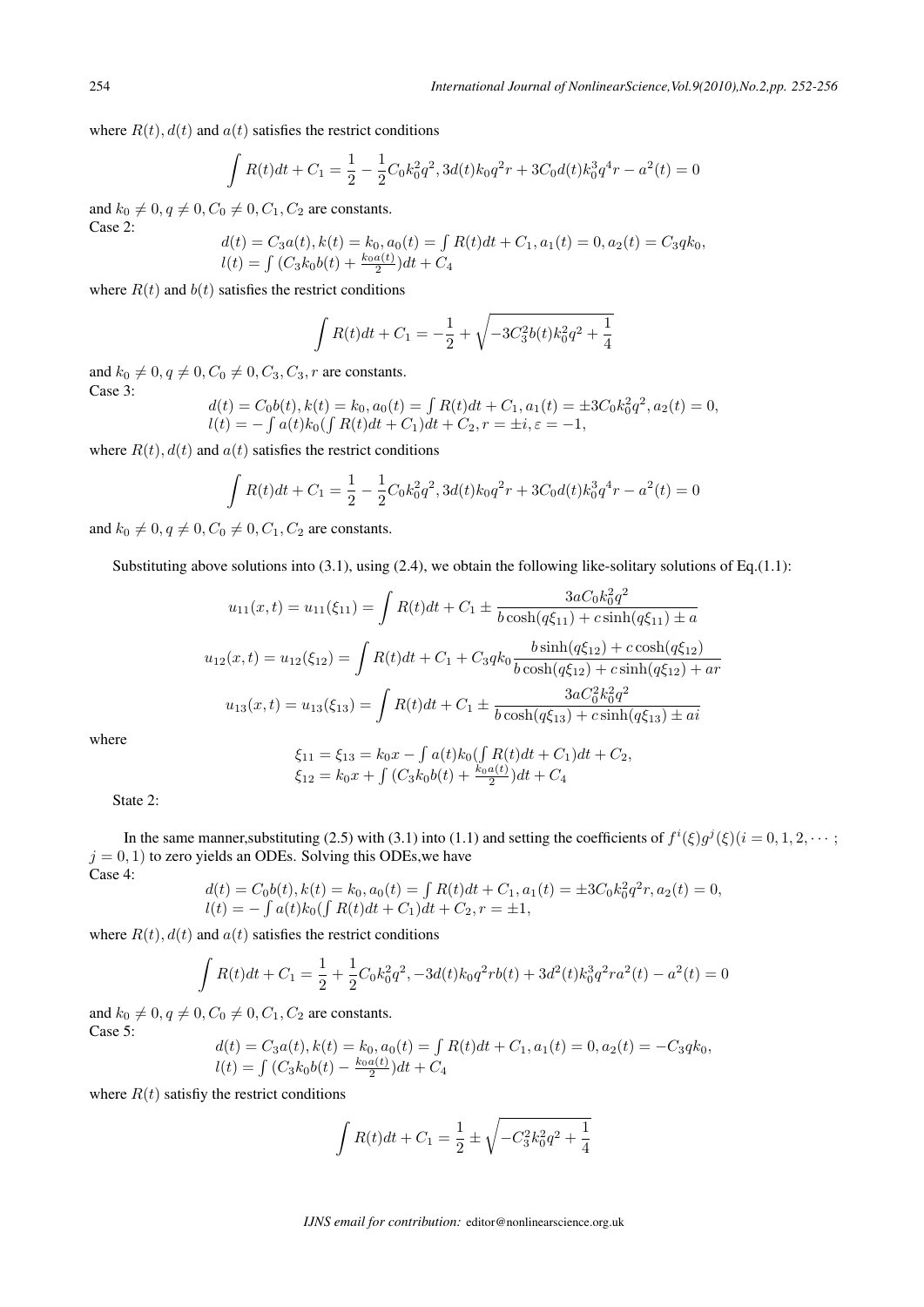where $R(t), d(t)$ and $a(t)$ satisfies the restrict conditions

$$\int R(t)dt + C_1 = \frac{1}{2} - \frac{1}{2}C_0 k_0^2 q^2, 3d(t)k_0 q^2 r + 3C_0 d(t) k_0^3 q^4 r - a^2(t) = 0$$

and $k_0 \neq 0, q \neq 0, C_0 \neq 0, C_1, C_2$ are constants.

Case 2:

$$d(t) = C_3 a(t), k(t) = k_0, a_0(t) = \int R(t)dt + C_1, a_1(t) = 0, a_2(t) = C_3 q k_0,$$
$$l(t) = \int (C_3 k_0 b(t) + \tfrac{k_0 a(t)}{2})dt + C_4$$

where $R(t)$ and $b(t)$ satisfies the restrict conditions

$$\int R(t)dt + C_1 = -\frac{1}{2} + \sqrt{-3C_3^2 b(t) k_0^2 q^2 + \frac{1}{4}}$$

and $k_0 \neq 0, q \neq 0, C_0 \neq 0, C_3, C_3, r$ are constants.

Case 3:

$$d(t) = C_0 b(t), k(t) = k_0, a_0(t) = \int R(t)dt + C_1, a_1(t) = \pm 3C_0 k_0^2 q^2, a_2(t) = 0,$$
$$l(t) = -\int a(t) k_0 (\int R(t)dt + C_1)dt + C_2, r = \pm i, \varepsilon = -1,$$

where $R(t), d(t)$ and $a(t)$ satisfies the restrict conditions

$$\int R(t)dt + C_1 = \frac{1}{2} - \frac{1}{2}C_0 k_0^2 q^2, 3d(t)k_0 q^2 r + 3C_0 d(t) k_0^3 q^4 r - a^2(t) = 0$$

and $k_0 \neq 0, q \neq 0, C_0 \neq 0, C_1, C_2$ are constants.

Substituting above solutions into (3.1), using (2.4), we obtain the following like-solitary solutions of Eq.(1.1):

$$u_{11}(x,t) = u_{11}(\xi_{11}) = \int R(t)dt + C_1 \pm \frac{3aC_0 k_0^2 q^2}{b\cosh(q\xi_{11}) + c\sinh(q\xi_{11}) \pm a}$$

$$u_{12}(x,t) = u_{12}(\xi_{12}) = \int R(t)dt + C_1 + C_3 q k_0 \frac{b\sinh(q\xi_{12}) + c\cosh(q\xi_{12})}{b\cosh(q\xi_{12}) + c\sinh(q\xi_{12}) + ar}$$

$$u_{13}(x,t) = u_{13}(\xi_{13}) = \int R(t)dt + C_1 \pm \frac{3aC_0^2 k_0^2 q^2}{b\cosh(q\xi_{13}) + c\sinh(q\xi_{13}) \pm ai}$$

where

$$\xi_{11} = \xi_{13} = k_0 x - \int a(t) k_0 (\int R(t)dt + C_1)dt + C_2,$$
$$\xi_{12} = k_0 x + \int (C_3 k_0 b(t) + \tfrac{k_0 a(t)}{2})dt + C_4$$

State 2:

In the same manner,substituting (2.5) with (3.1) into (1.1) and setting the coefficients of $f^i(\xi) g^j(\xi) (i = 0, 1, 2, \cdots; j = 0, 1)$ to zero yields an ODEs. Solving this ODEs,we have

Case 4:

$$d(t) = C_0 b(t), k(t) = k_0, a_0(t) = \int R(t)dt + C_1, a_1(t) = \pm 3C_0 k_0^2 q^2 r, a_2(t) = 0,$$
$$l(t) = -\int a(t) k_0 (\int R(t)dt + C_1)dt + C_2, r = \pm 1,$$

where $R(t), d(t)$ and $a(t)$ satisfies the restrict conditions

$$\int R(t)dt + C_1 = \frac{1}{2} + \frac{1}{2}C_0 k_0^2 q^2, -3d(t)k_0 q^2 r b(t) + 3d^2(t) k_0^3 q^2 r a^2(t) - a^2(t) = 0$$

and $k_0 \neq 0, q \neq 0, C_0 \neq 0, C_1, C_2$ are constants.

Case 5:

$$d(t) = C_3 a(t), k(t) = k_0, a_0(t) = \int R(t)dt + C_1, a_1(t) = 0, a_2(t) = -C_3 q k_0,$$
$$l(t) = \int (C_3 k_0 b(t) - \tfrac{k_0 a(t)}{2})dt + C_4$$

where $R(t)$ satisfiy the restrict conditions

$$\int R(t)dt + C_1 = \frac{1}{2} \pm \sqrt{-C_3^2 k_0^2 q^2 + \frac{1}{4}}$$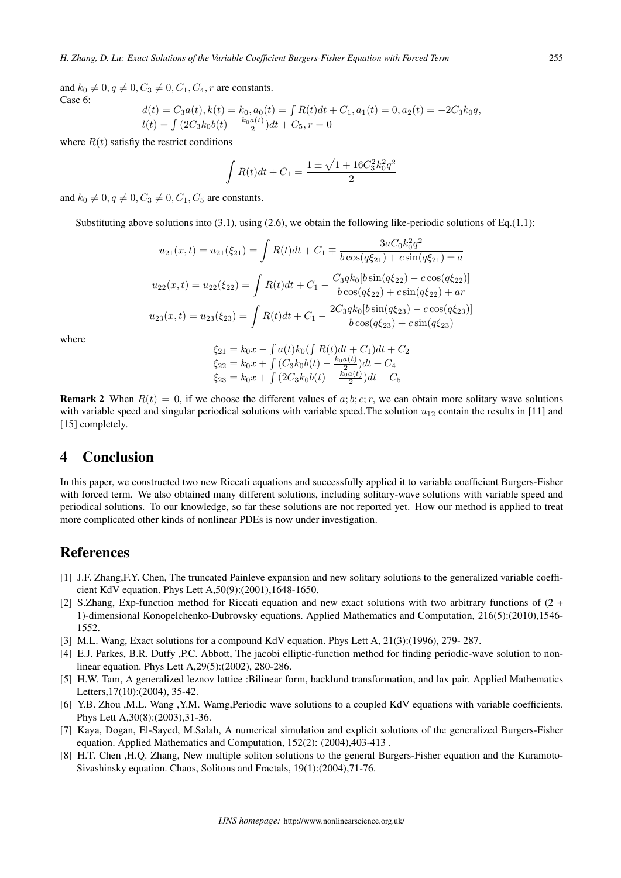and $k_0 \neq 0, q \neq 0, C_3 \neq 0, C_1, C_4, r$ are constants.

Case 6:

$$d(t) = C_3 a(t), k(t) = k_0, a_0(t) = \int R(t)dt + C_1, a_1(t) = 0, a_2(t) = -2C_3 k_0 q,$$
$$l(t) = \int (2C_3 k_0 b(t) - \frac{k_0 a(t)}{2})dt + C_5, r = 0$$

where $R(t)$ satisfiy the restrict conditions

$$\int R(t)dt + C_1 = \frac{1 \pm \sqrt{1 + 16C_3^2 k_0^2 q^2}}{2}$$

and $k_0 \neq 0, q \neq 0, C_3 \neq 0, C_1, C_5$ are constants.

Substituting above solutions into (3.1), using (2.6), we obtain the following like-periodic solutions of Eq.(1.1):

$$u_{21}(x,t) = u_{21}(\xi_{21}) = \int R(t)dt + C_1 \mp \frac{3aC_0 k_0^2 q^2}{b\cos(q\xi_{21}) + c\sin(q\xi_{21}) \pm a}$$

$$u_{22}(x,t) = u_{22}(\xi_{22}) = \int R(t)dt + C_1 - \frac{C_3 q k_0 [b\sin(q\xi_{22}) - c\cos(q\xi_{22})]}{b\cos(q\xi_{22}) + c\sin(q\xi_{22}) + ar}$$

$$u_{23}(x,t) = u_{23}(\xi_{23}) = \int R(t)dt + C_1 - \frac{2C_3 q k_0 [b\sin(q\xi_{23}) - c\cos(q\xi_{23})]}{b\cos(q\xi_{23}) + c\sin(q\xi_{23})}$$

where

$$\xi_{21} = k_0 x - \int a(t) k_0 (\int R(t)dt + C_1)dt + C_2$$
$$\xi_{22} = k_0 x + \int (C_3 k_0 b(t) - \frac{k_0 a(t)}{2})dt + C_4$$
$$\xi_{23} = k_0 x + \int (2C_3 k_0 b(t) - \frac{k_0 a(t)}{2})dt + C_5$$

**Remark 2** When $R(t) = 0$, if we choose the different values of $a; b; c; r$, we can obtain more solitary wave solutions with variable speed and singular periodical solutions with variable speed.The solution $u_{12}$ contain the results in [11] and [15] completely.

## 4 Conclusion

In this paper, we constructed two new Riccati equations and successfully applied it to variable coefficient Burgers-Fisher with forced term. We also obtained many different solutions, including solitary-wave solutions with variable speed and periodical solutions. To our knowledge, so far these solutions are not reported yet. How our method is applied to treat more complicated other kinds of nonlinear PDEs is now under investigation.

## References

[1] J.F. Zhang,F.Y. Chen, The truncated Painleve expansion and new solitary solutions to the generalized variable coefficient KdV equation. Phys Lett A,50(9):(2001),1648-1650.

[2] S.Zhang, Exp-function method for Riccati equation and new exact solutions with two arbitrary functions of (2 + 1)-dimensional Konopelchenko-Dubrovsky equations. Applied Mathematics and Computation, 216(5):(2010),1546-1552.

[3] M.L. Wang, Exact solutions for a compound KdV equation. Phys Lett A, 21(3):(1996), 279- 287.

[4] E.J. Parkes, B.R. Dutfy ,P.C. Abbott, The jacobi elliptic-function method for finding periodic-wave solution to nonlinear equation. Phys Lett A,29(5):(2002), 280-286.

[5] H.W. Tam, A generalized leznov lattice :Bilinear form, backlund transformation, and lax pair. Applied Mathematics Letters,17(10):(2004), 35-42.

[6] Y.B. Zhou ,M.L. Wang ,Y.M. Wamg,Periodic wave solutions to a coupled KdV equations with variable coefficients. Phys Lett A,30(8):(2003),31-36.

[7] Kaya, Dogan, El-Sayed, M.Salah, A numerical simulation and explicit solutions of the generalized Burgers-Fisher equation. Applied Mathematics and Computation, 152(2): (2004),403-413 .

[8] H.T. Chen ,H.Q. Zhang, New multiple soliton solutions to the general Burgers-Fisher equation and the Kuramoto-Sivashinsky equation. Chaos, Solitons and Fractals, 19(1):(2004),71-76.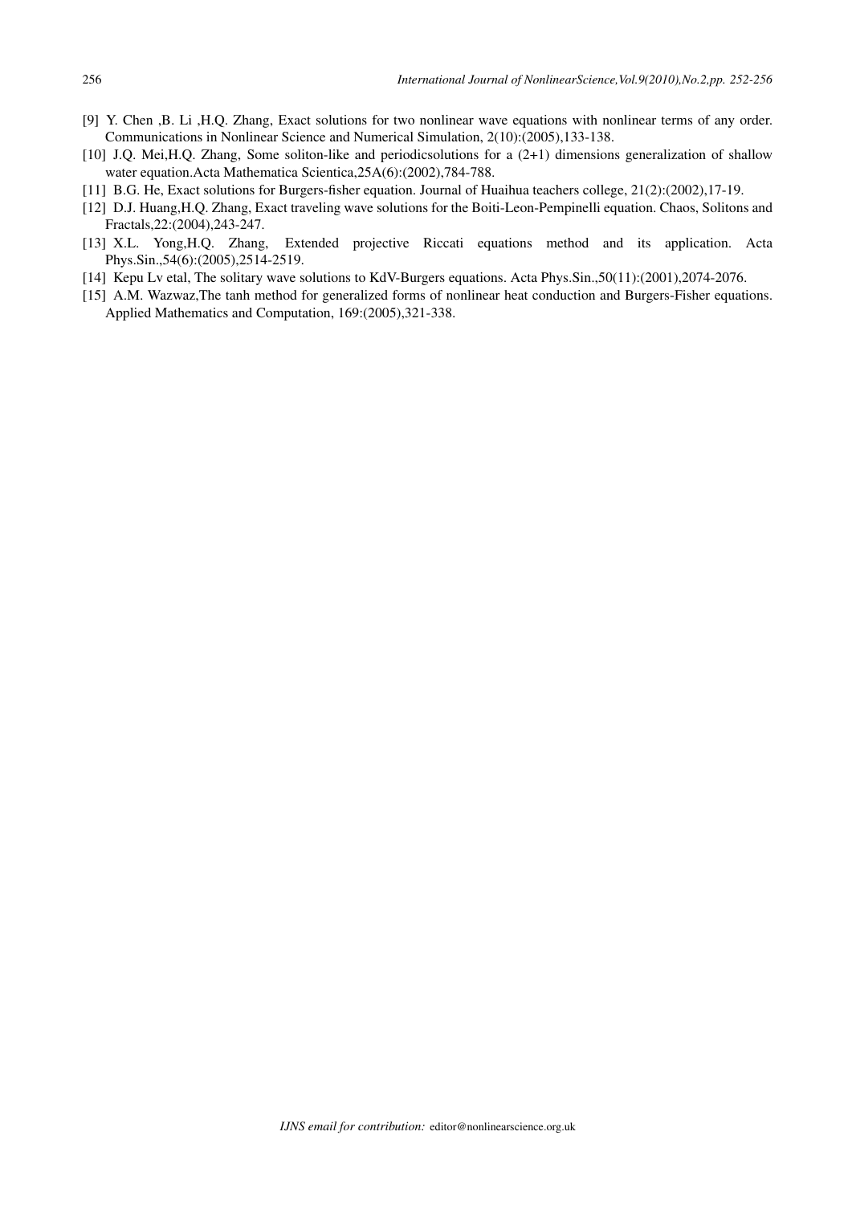[9] Y. Chen ,B. Li ,H.Q. Zhang, Exact solutions for two nonlinear wave equations with nonlinear terms of any order. Communications in Nonlinear Science and Numerical Simulation, 2(10):(2005),133-138.

[10] J.Q. Mei,H.Q. Zhang, Some soliton-like and periodicsolutions for a (2+1) dimensions generalization of shallow water equation.Acta Mathematica Scientica,25A(6):(2002),784-788.

[11] B.G. He, Exact solutions for Burgers-fisher equation. Journal of Huaihua teachers college, 21(2):(2002),17-19.

[12] D.J. Huang,H.Q. Zhang, Exact traveling wave solutions for the Boiti-Leon-Pempinelli equation. Chaos, Solitons and Fractals,22:(2004),243-247.

[13] X.L. Yong,H.Q. Zhang, Extended projective Riccati equations method and its application. Acta Phys.Sin.,54(6):(2005),2514-2519.

[14] Kepu Lv etal, The solitary wave solutions to KdV-Burgers equations. Acta Phys.Sin.,50(11):(2001),2074-2076.

[15] A.M. Wazwaz,The tanh method for generalized forms of nonlinear heat conduction and Burgers-Fisher equations. Applied Mathematics and Computation, 169:(2005),321-338.